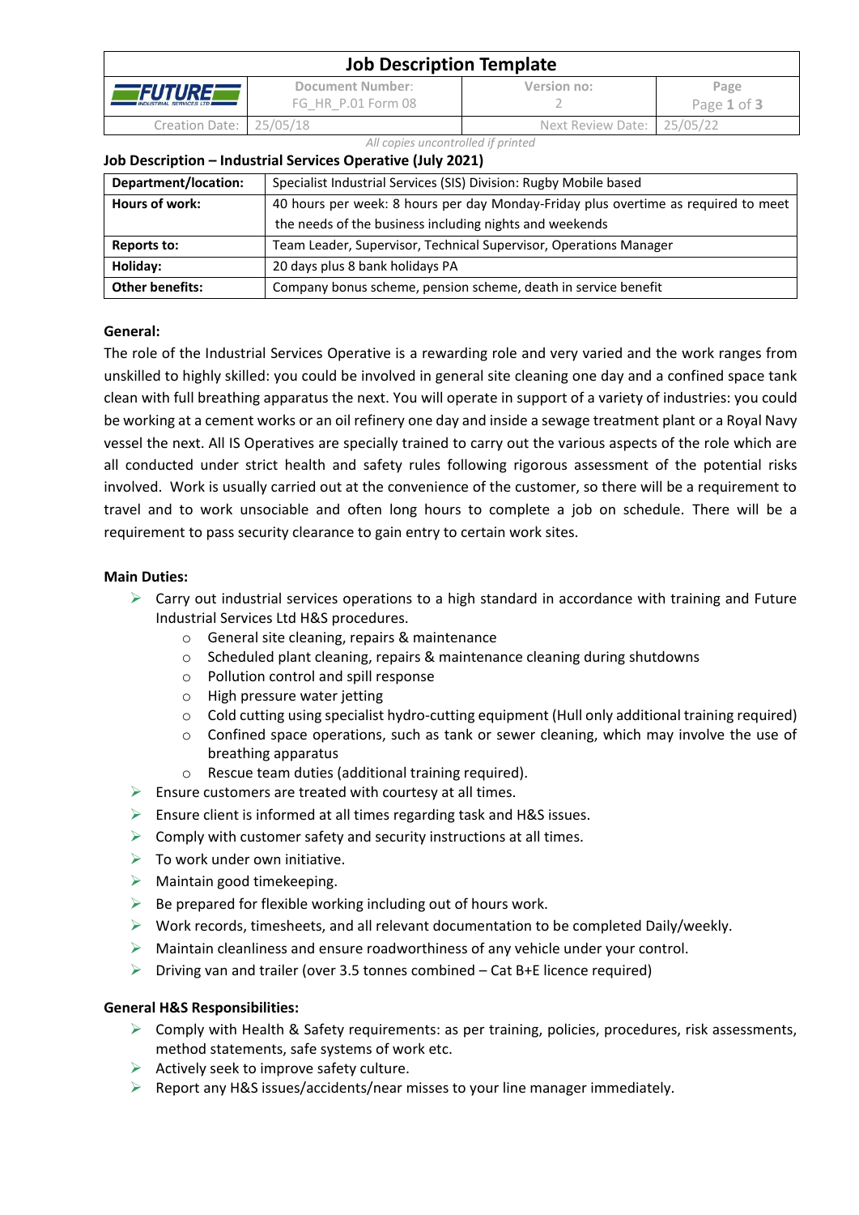| Job Description Template | | | |
|---|---|---|---|
| FUTURE INDUSTRIAL SERVICES LTD | Document Number: FG_HR_P.01 Form 08 | Version no: 2 | Page Page 1 of 3 |
| Creation Date: | 25/05/18 | Next Review Date: | 25/05/22 |

*All copies uncontrolled if printed*

**Job Description – Industrial Services Operative (July 2021)**

| **Department/location:** | Specialist Industrial Services (SIS) Division: Rugby Mobile based |
|---|---|
| **Hours of work:** | 40 hours per week: 8 hours per day Monday-Friday plus overtime as required to meet the needs of the business including nights and weekends |
| **Reports to:** | Team Leader, Supervisor, Technical Supervisor, Operations Manager |
| **Holiday:** | 20 days plus 8 bank holidays PA |
| **Other benefits:** | Company bonus scheme, pension scheme, death in service benefit |

**General:**

The role of the Industrial Services Operative is a rewarding role and very varied and the work ranges from unskilled to highly skilled: you could be involved in general site cleaning one day and a confined space tank clean with full breathing apparatus the next. You will operate in support of a variety of industries: you could be working at a cement works or an oil refinery one day and inside a sewage treatment plant or a Royal Navy vessel the next. All IS Operatives are specially trained to carry out the various aspects of the role which are all conducted under strict health and safety rules following rigorous assessment of the potential risks involved. Work is usually carried out at the convenience of the customer, so there will be a requirement to travel and to work unsociable and often long hours to complete a job on schedule. There will be a requirement to pass security clearance to gain entry to certain work sites.

**Main Duties:**

- Carry out industrial services operations to a high standard in accordance with training and Future Industrial Services Ltd H&S procedures.
  - General site cleaning, repairs & maintenance
  - Scheduled plant cleaning, repairs & maintenance cleaning during shutdowns
  - Pollution control and spill response
  - High pressure water jetting
  - Cold cutting using specialist hydro-cutting equipment (Hull only additional training required)
  - Confined space operations, such as tank or sewer cleaning, which may involve the use of breathing apparatus
  - Rescue team duties (additional training required).
- Ensure customers are treated with courtesy at all times.
- Ensure client is informed at all times regarding task and H&S issues.
- Comply with customer safety and security instructions at all times.
- To work under own initiative.
- Maintain good timekeeping.
- Be prepared for flexible working including out of hours work.
- Work records, timesheets, and all relevant documentation to be completed Daily/weekly.
- Maintain cleanliness and ensure roadworthiness of any vehicle under your control.
- Driving van and trailer (over 3.5 tonnes combined – Cat B+E licence required)

**General H&S Responsibilities:**

- Comply with Health & Safety requirements: as per training, policies, procedures, risk assessments, method statements, safe systems of work etc.
- Actively seek to improve safety culture.
- Report any H&S issues/accidents/near misses to your line manager immediately.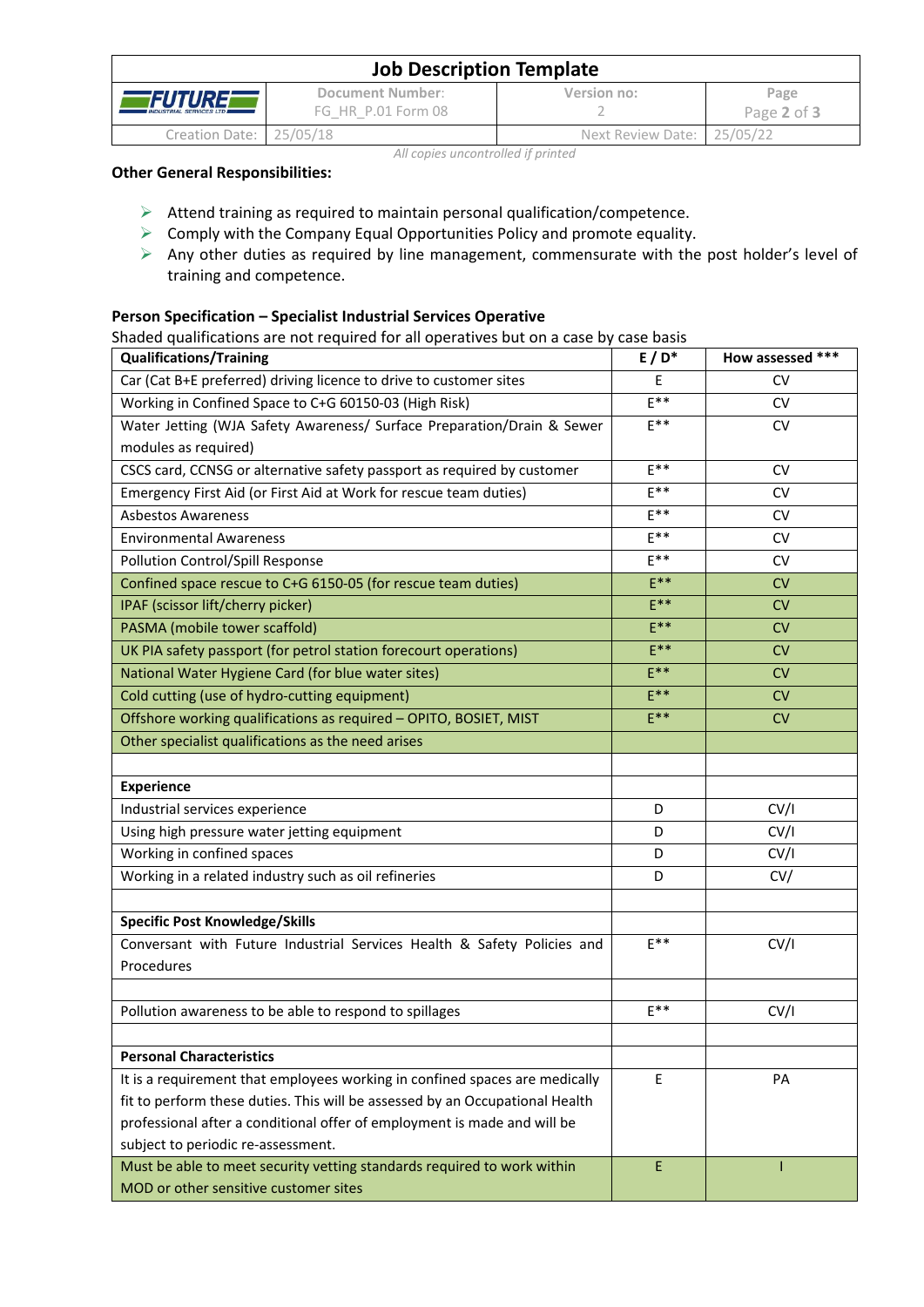**Other General Responsibilities:**

- Attend training as required to maintain personal qualification/competence.
- Comply with the Company Equal Opportunities Policy and promote equality.
- Any other duties as required by line management, commensurate with the post holder's level of training and competence.

**Person Specification – Specialist Industrial Services Operative**

Shaded qualifications are not required for all operatives but on a case by case basis

| Qualifications/Training | E / D* | How assessed *** |
|---|---|---|
| Car (Cat B+E preferred) driving licence to drive to customer sites | E | CV |
| Working in Confined Space to C+G 60150-03 (High Risk) | E** | CV |
| Water Jetting (WJA Safety Awareness/ Surface Preparation/Drain & Sewer modules as required) | E** | CV |
| CSCS card, CCNSG or alternative safety passport as required by customer | E** | CV |
| Emergency First Aid (or First Aid at Work for rescue team duties) | E** | CV |
| Asbestos Awareness | E** | CV |
| Environmental Awareness | E** | CV |
| Pollution Control/Spill Response | E** | CV |
| Confined space rescue to C+G 6150-05 (for rescue team duties) | E** | CV |
| IPAF (scissor lift/cherry picker) | E** | CV |
| PASMA (mobile tower scaffold) | E** | CV |
| UK PIA safety passport (for petrol station forecourt operations) | E** | CV |
| National Water Hygiene Card (for blue water sites) | E** | CV |
| Cold cutting (use of hydro-cutting equipment) | E** | CV |
| Offshore working qualifications as required – OPITO, BOSIET, MIST | E** | CV |
| Other specialist qualifications as the need arises | | |
| | | |
| **Experience** | | |
| Industrial services experience | D | CV/I |
| Using high pressure water jetting equipment | D | CV/I |
| Working in confined spaces | D | CV/I |
| Working in a related industry such as oil refineries | D | CV/ |
| | | |
| **Specific Post Knowledge/Skills** | | |
| Conversant with Future Industrial Services Health & Safety Policies and Procedures | E** | CV/I |
| | | |
| Pollution awareness to be able to respond to spillages | E** | CV/I |
| | | |
| **Personal Characteristics** | | |
| It is a requirement that employees working in confined spaces are medically fit to perform these duties. This will be assessed by an Occupational Health professional after a conditional offer of employment is made and will be subject to periodic re-assessment. | E | PA |
| Must be able to meet security vetting standards required to work within MOD or other sensitive customer sites | E | I |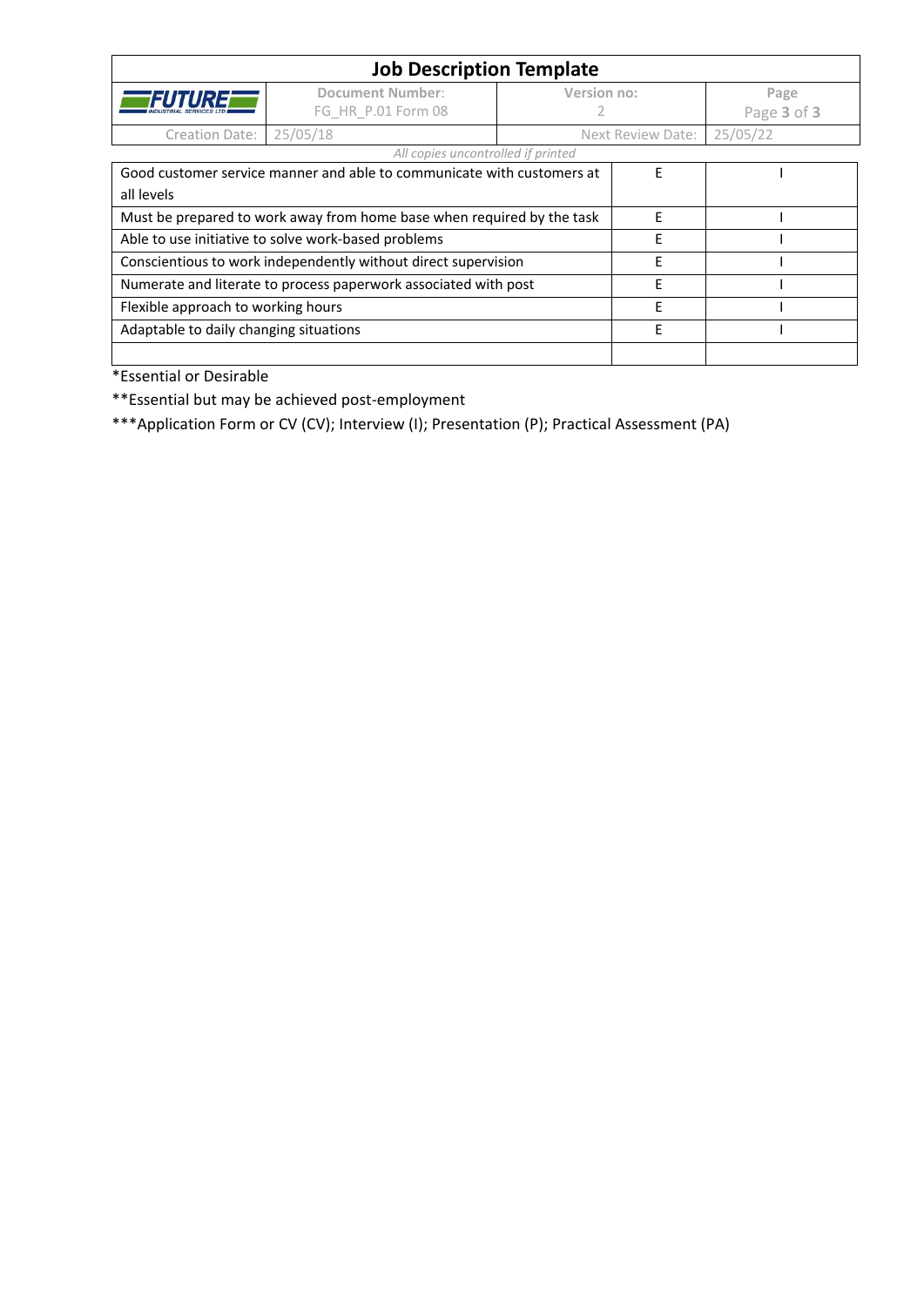| | | |
|---|---|---|
| Good customer service manner and able to communicate with customers at all levels | E | I |
| Must be prepared to work away from home base when required by the task | E | I |
| Able to use initiative to solve work-based problems | E | I |
| Conscientious to work independently without direct supervision | E | I |
| Numerate and literate to process paperwork associated with post | E | I |
| Flexible approach to working hours | E | I |
| Adaptable to daily changing situations | E | I |
| | | |

*Essential or Desirable

**Essential but may be achieved post-employment

***Application Form or CV (CV); Interview (I); Presentation (P); Practical Assessment (PA)